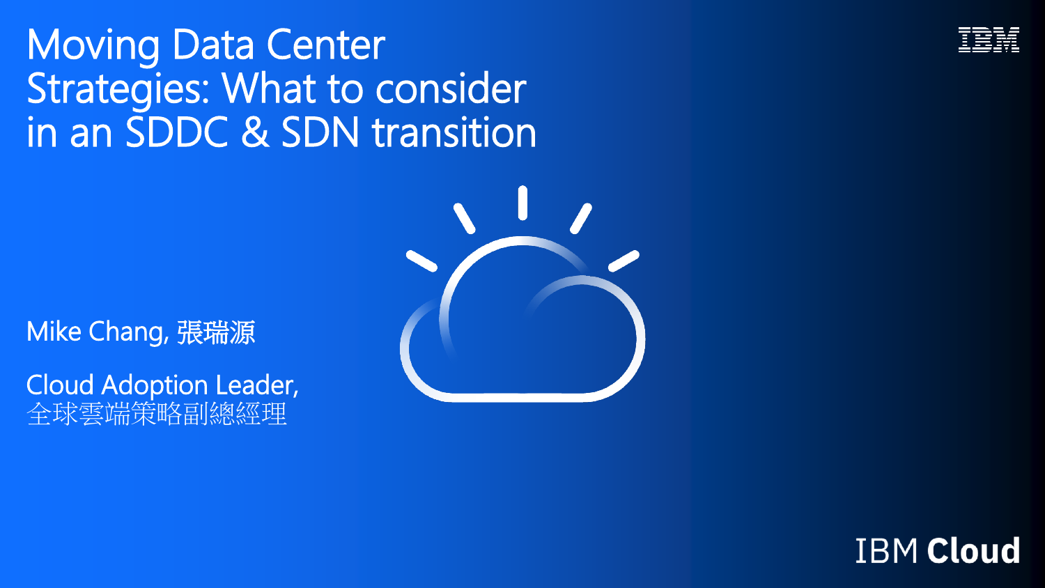# Moving Data Center Strategies: What to consider in an SDDC & SDN transition

Mike Chang, 張瑞源

Cloud Adoption Leader,
全球雲端策略副總經理

IBM Cloud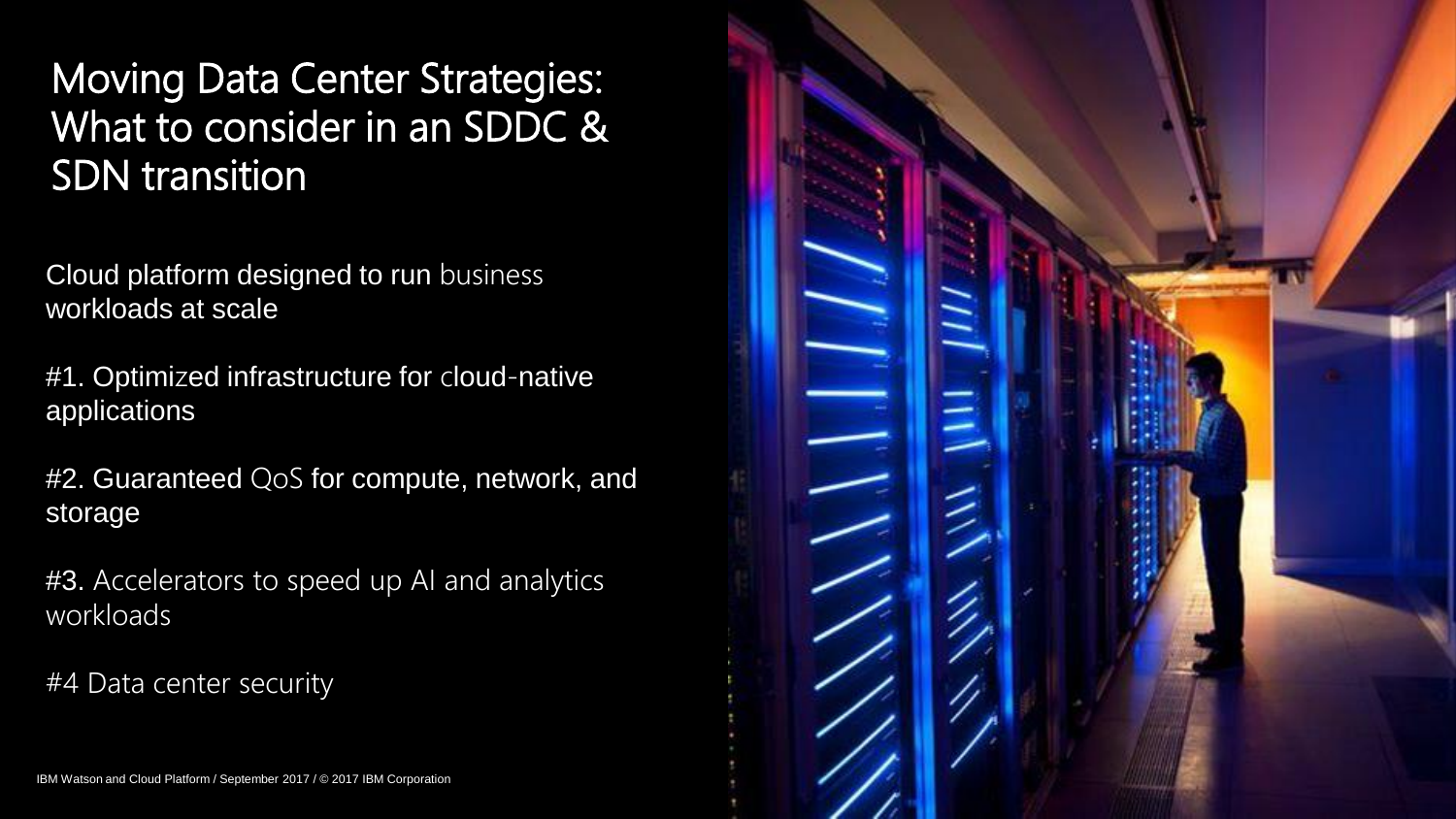# Moving Data Center Strategies: What to consider in an SDDC & SDN transition

Cloud platform designed to run business workloads at scale

#1. Optimized infrastructure for cloud-native applications

#2. Guaranteed QoS for compute, network, and storage

#3. Accelerators to speed up AI and analytics workloads

#4 Data center security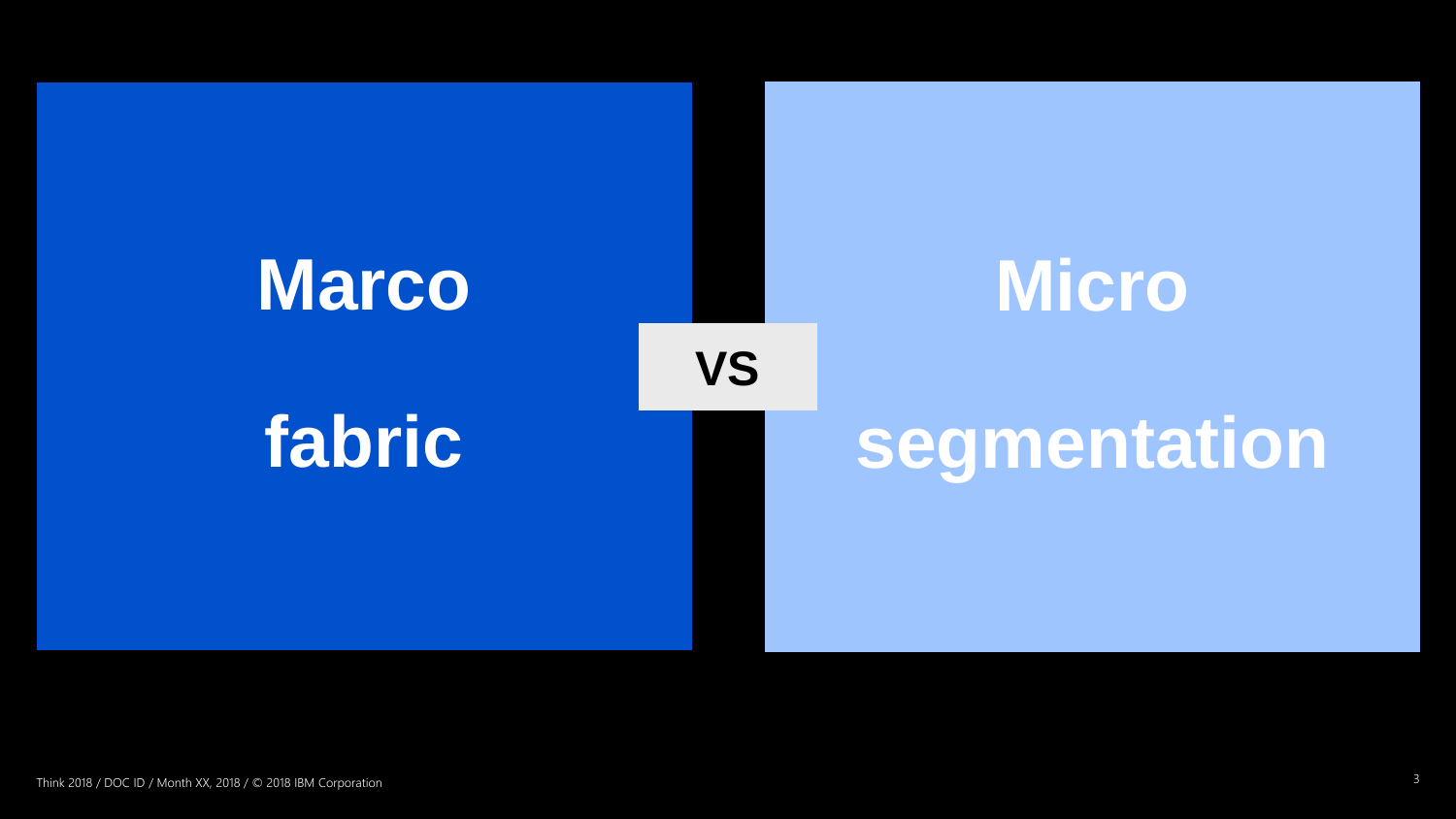**Marco**

**fabric**

**VS**

**Micro**

**segmentation**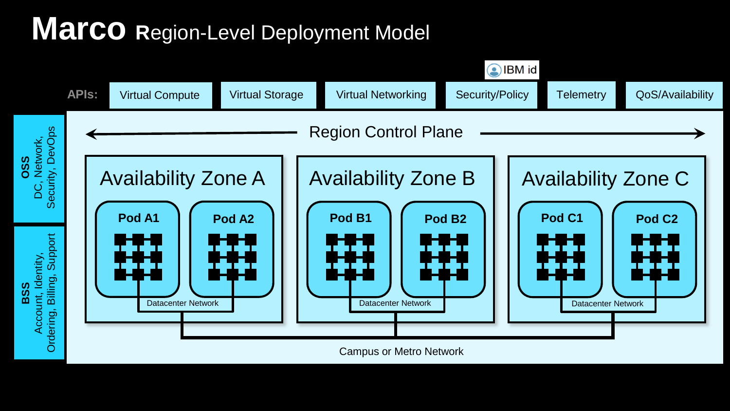# Marco Region-Level Deployment Model

**APIs:** Virtual Compute | Virtual Storage | Virtual Networking | Security/Policy | Telemetry | QoS/Availability

IBM id

**OSS**
DC, Network, Security, DevOps

**BSS**
Account, Identity, Ordering, Billing, Support

Region Control Plane

## Availability Zone A

**Pod A1**

**Pod A2**

Datacenter Network

## Availability Zone B

**Pod B1**

**Pod B2**

Datacenter Network

## Availability Zone C

**Pod C1**

**Pod C2**

Datacenter Network

Campus or Metro Network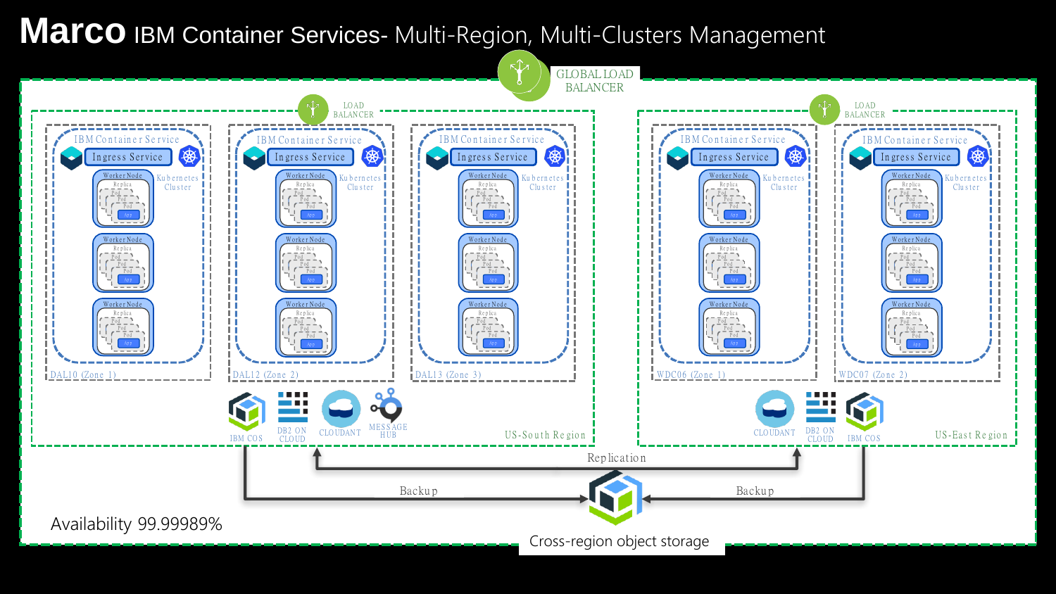# Marco IBM Container Services- Multi-Region, Multi-Clusters Management

GLOBAL LOAD BALANCER

LOAD BALANCER

IBM Container Service

Ingress Service

Worker Node

Replica

Pod

App

Kubernetes Cluster

DAL10 (Zone 1)

DAL12 (Zone 2)

DAL13 (Zone 3)

IBM COS

DB2 ON CLOUD

CLOUDANT

MESSAGE HUB

US-South Region

LOAD BALANCER

WDC06 (Zone 1)

WDC07 (Zone 2)

CLOUDANT

DB2 ON CLOUD

IBM COS

US-East Region

Replication

Backup

Backup

Availability 99.99989%

Cross-region object storage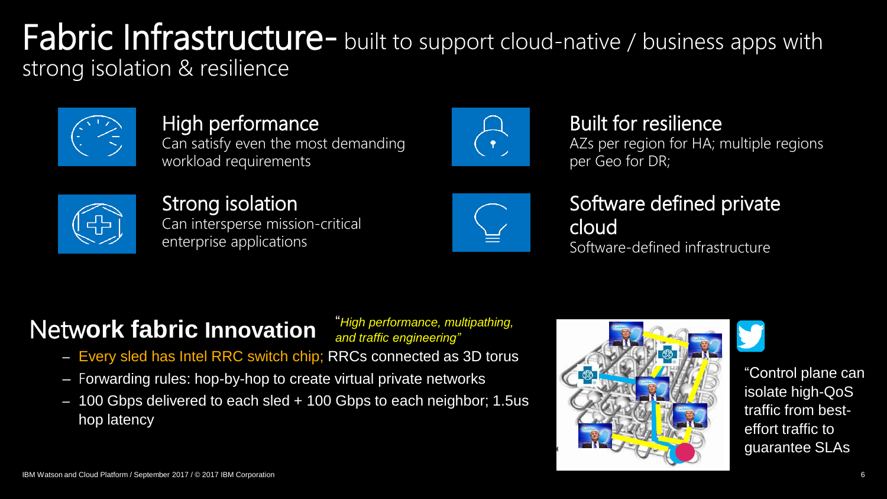# Fabric Infrastructure- built to support cloud-native / business apps with strong isolation & resilience

### High performance
Can satisfy even the most demanding workload requirements

### Built for resilience
AZs per region for HA; multiple regions per Geo for DR;

### Strong isolation
Can intersperse mission-critical enterprise applications

### Software defined private cloud
Software-defined infrastructure

## Network fabric Innovation

*"High performance, multipathing, and traffic engineering"*

- Every sled has Intel RRC switch chip; RRCs connected as 3D torus
- Forwarding rules: hop-by-hop to create virtual private networks
- 100 Gbps delivered to each sled + 100 Gbps to each neighbor; 1.5us hop latency

"Control plane can isolate high-QoS traffic from best-effort traffic to guarantee SLAs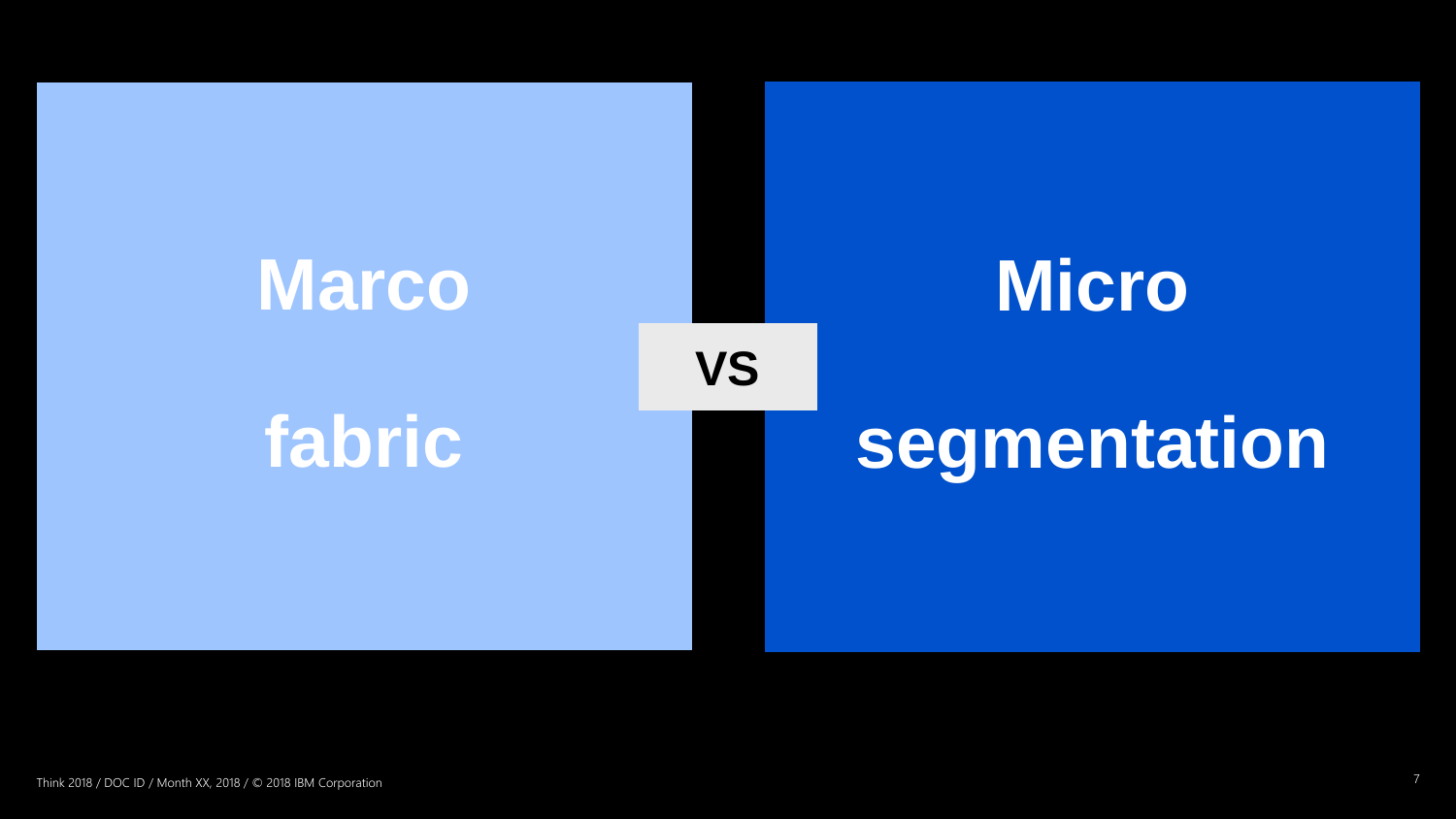**Marco**

**fabric**

**VS**

**Micro**

**segmentation**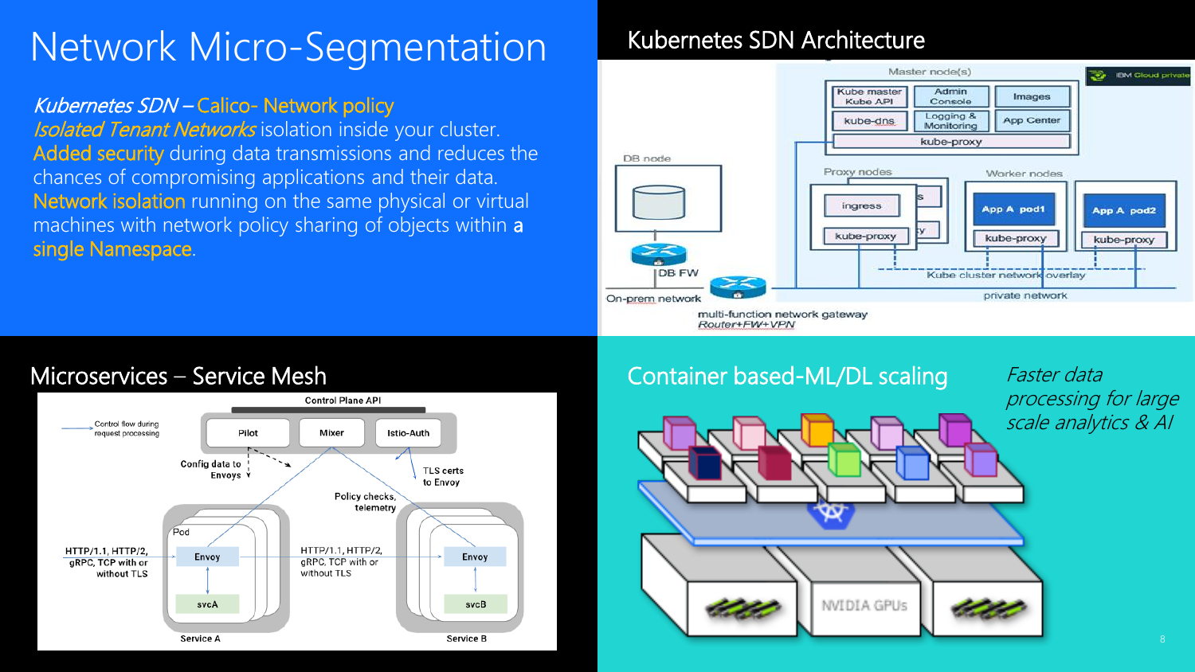# Network Micro-Segmentation

*Kubernetes SDN* – Calico- Network policy

*Isolated Tenant Networks* isolation inside your cluster.

Added security during data transmissions and reduces the chances of compromising applications and their data.

Network isolation running on the same physical or virtual machines with network policy sharing of objects within **a** single Namespace.

## Kubernetes SDN Architecture

Master node(s)

Kube master Kube API | Admin Console | Images

kube-dns | Logging & Monitoring | App Center

kube-proxy

IBM Cloud private

DB node

DB FW

On-prem network

Proxy nodes: ingress, kube-proxy

Worker nodes: App A pod1, kube-proxy; App A pod2, kube-proxy

Kube cluster network overlay

private network

multi-function network gateway
Router+FW+VPN

## Microservices – Service Mesh

Control Plane API

Pilot | Mixer | Istio-Auth

Control flow during request processing

Config data to Envoys

TLS certs to Envoy

Policy checks, telemetry

HTTP/1.1, HTTP/2, gRPC, TCP with or without TLS

Pod: Envoy, svcA — Service A

HTTP/1.1, HTTP/2, gRPC, TCP with or without TLS

Envoy, svcB — Service B

## Container based-ML/DL scaling

*Faster data processing for large scale analytics & AI*

NVIDIA GPUs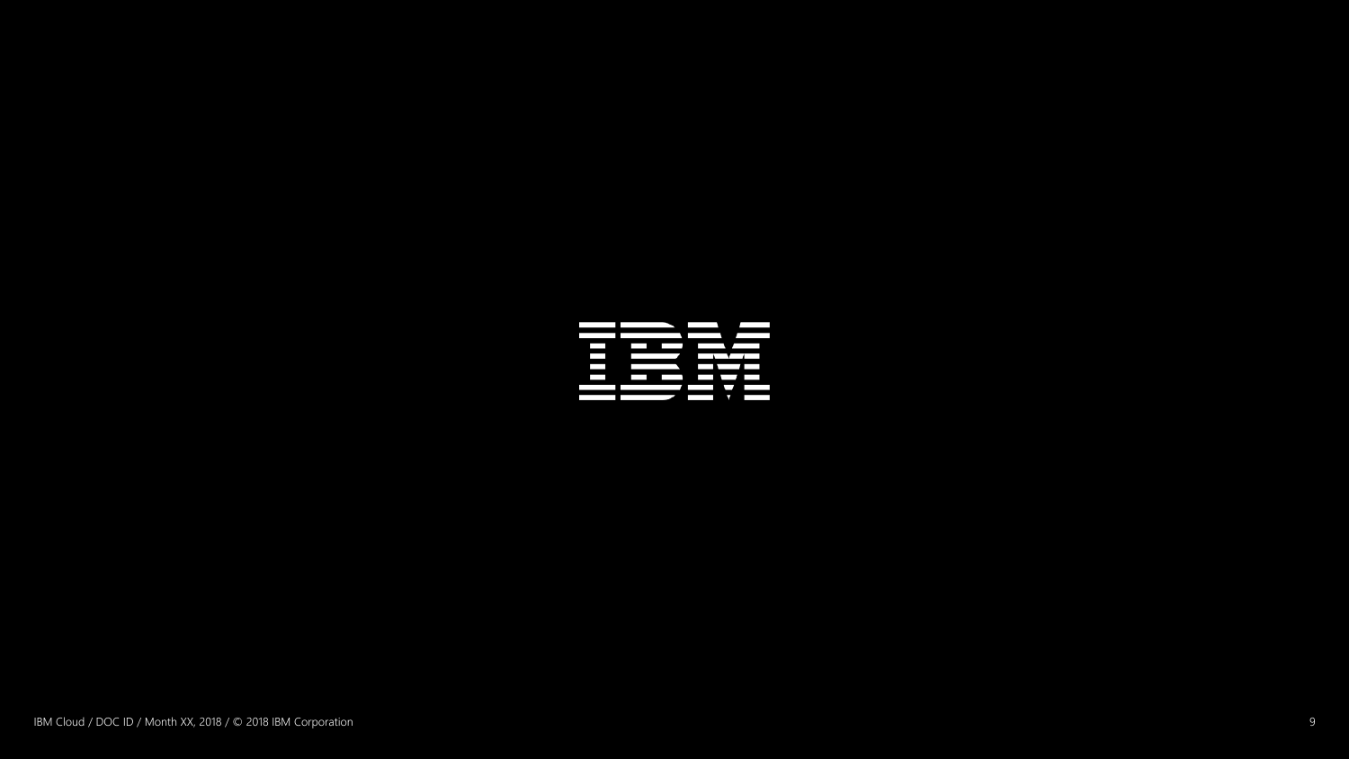IBM